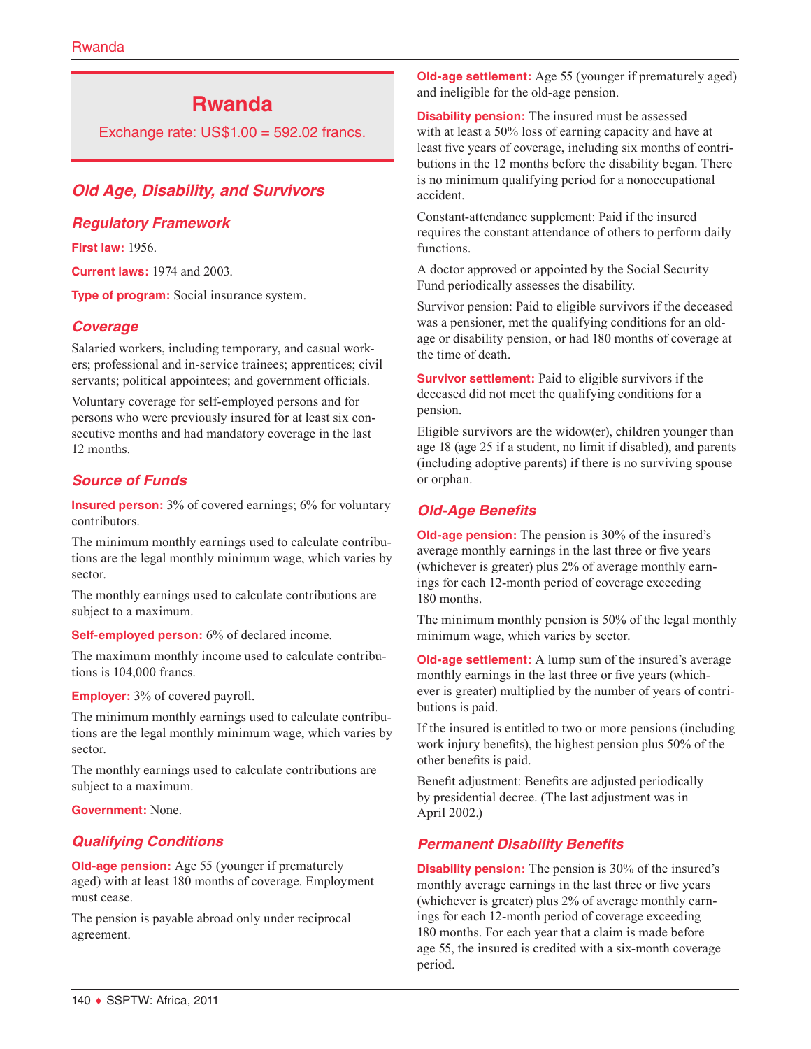# Rwanda

Exchange rate: US$1.00 = 592.02 francs.

## Old Age, Disability, and Survivors

### Regulatory Framework

**First law:** 1956.

**Current laws:** 1974 and 2003.

**Type of program:** Social insurance system.

### Coverage

Salaried workers, including temporary, and casual workers; professional and in-service trainees; apprentices; civil servants; political appointees; and government officials.

Voluntary coverage for self-employed persons and for persons who were previously insured for at least six consecutive months and had mandatory coverage in the last 12 months.

### Source of Funds

**Insured person:** 3% of covered earnings; 6% for voluntary contributors.

The minimum monthly earnings used to calculate contributions are the legal monthly minimum wage, which varies by sector.

The monthly earnings used to calculate contributions are subject to a maximum.

**Self-employed person:** 6% of declared income.

The maximum monthly income used to calculate contributions is 104,000 francs.

**Employer:** 3% of covered payroll.

The minimum monthly earnings used to calculate contributions are the legal monthly minimum wage, which varies by sector.

The monthly earnings used to calculate contributions are subject to a maximum.

**Government:** None.

### Qualifying Conditions

**Old-age pension:** Age 55 (younger if prematurely aged) with at least 180 months of coverage. Employment must cease.

The pension is payable abroad only under reciprocal agreement.

**Old-age settlement:** Age 55 (younger if prematurely aged) and ineligible for the old-age pension.

**Disability pension:** The insured must be assessed with at least a 50% loss of earning capacity and have at least five years of coverage, including six months of contributions in the 12 months before the disability began. There is no minimum qualifying period for a nonoccupational accident.

Constant-attendance supplement: Paid if the insured requires the constant attendance of others to perform daily functions.

A doctor approved or appointed by the Social Security Fund periodically assesses the disability.

Survivor pension: Paid to eligible survivors if the deceased was a pensioner, met the qualifying conditions for an old-age or disability pension, or had 180 months of coverage at the time of death.

**Survivor settlement:** Paid to eligible survivors if the deceased did not meet the qualifying conditions for a pension.

Eligible survivors are the widow(er), children younger than age 18 (age 25 if a student, no limit if disabled), and parents (including adoptive parents) if there is no surviving spouse or orphan.

### Old-Age Benefits

**Old-age pension:** The pension is 30% of the insured's average monthly earnings in the last three or five years (whichever is greater) plus 2% of average monthly earnings for each 12-month period of coverage exceeding 180 months.

The minimum monthly pension is 50% of the legal monthly minimum wage, which varies by sector.

**Old-age settlement:** A lump sum of the insured's average monthly earnings in the last three or five years (whichever is greater) multiplied by the number of years of contributions is paid.

If the insured is entitled to two or more pensions (including work injury benefits), the highest pension plus 50% of the other benefits is paid.

Benefit adjustment: Benefits are adjusted periodically by presidential decree. (The last adjustment was in April 2002.)

### Permanent Disability Benefits

**Disability pension:** The pension is 30% of the insured's monthly average earnings in the last three or five years (whichever is greater) plus 2% of average monthly earnings for each 12-month period of coverage exceeding 180 months. For each year that a claim is made before age 55, the insured is credited with a six-month coverage period.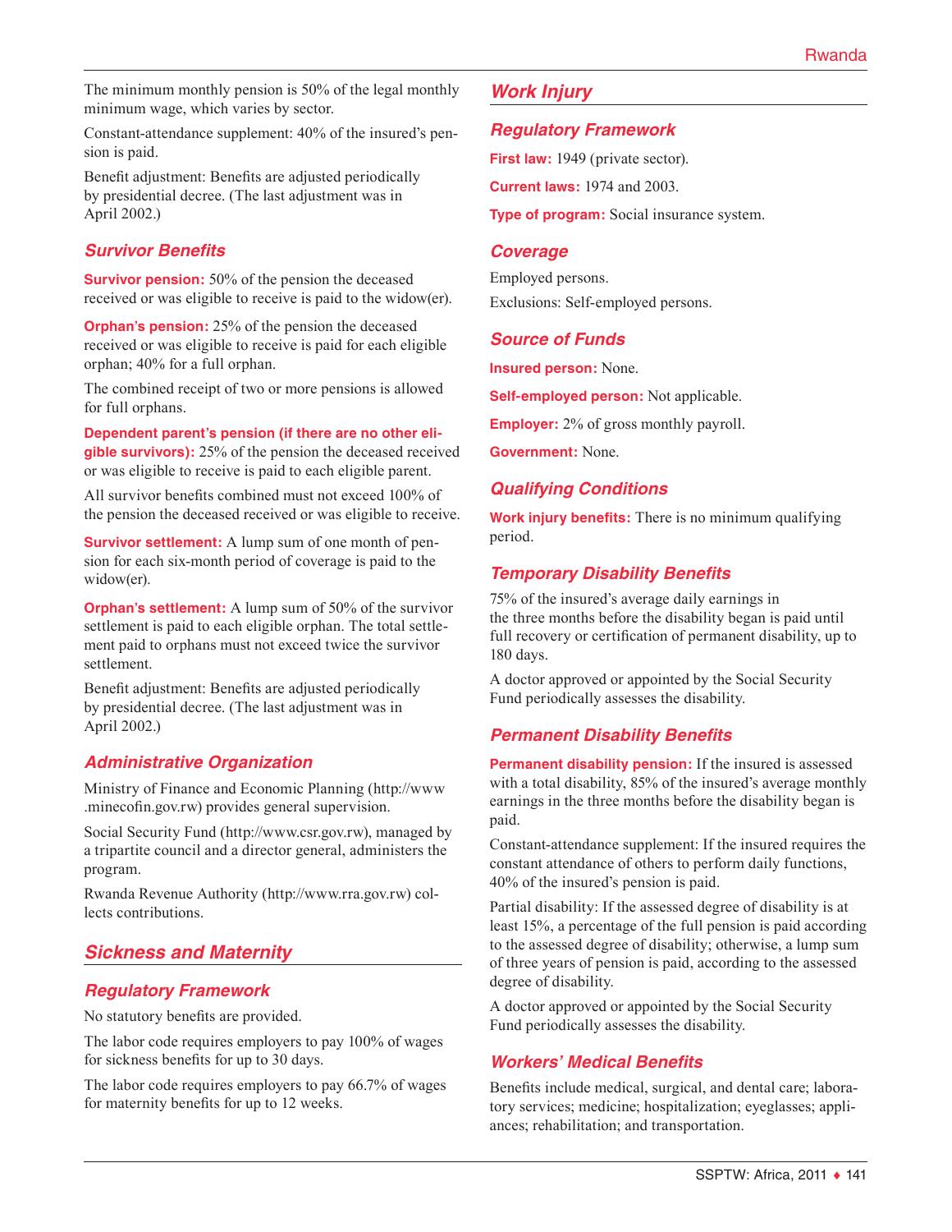The minimum monthly pension is 50% of the legal monthly minimum wage, which varies by sector.

Constant-attendance supplement: 40% of the insured's pension is paid.

Benefit adjustment: Benefits are adjusted periodically by presidential decree. (The last adjustment was in April 2002.)

### Survivor Benefits

**Survivor pension:** 50% of the pension the deceased received or was eligible to receive is paid to the widow(er).

**Orphan's pension:** 25% of the pension the deceased received or was eligible to receive is paid for each eligible orphan; 40% for a full orphan.

The combined receipt of two or more pensions is allowed for full orphans.

**Dependent parent's pension (if there are no other eligible survivors):** 25% of the pension the deceased received or was eligible to receive is paid to each eligible parent.

All survivor benefits combined must not exceed 100% of the pension the deceased received or was eligible to receive.

**Survivor settlement:** A lump sum of one month of pension for each six-month period of coverage is paid to the widow(er).

**Orphan's settlement:** A lump sum of 50% of the survivor settlement is paid to each eligible orphan. The total settlement paid to orphans must not exceed twice the survivor settlement.

Benefit adjustment: Benefits are adjusted periodically by presidential decree. (The last adjustment was in April 2002.)

### Administrative Organization

Ministry of Finance and Economic Planning (http://www.minecofin.gov.rw) provides general supervision.

Social Security Fund (http://www.csr.gov.rw), managed by a tripartite council and a director general, administers the program.

Rwanda Revenue Authority (http://www.rra.gov.rw) collects contributions.

## Sickness and Maternity

### Regulatory Framework

No statutory benefits are provided.

The labor code requires employers to pay 100% of wages for sickness benefits for up to 30 days.

The labor code requires employers to pay 66.7% of wages for maternity benefits for up to 12 weeks.

## Work Injury

### Regulatory Framework

**First law:** 1949 (private sector).

**Current laws:** 1974 and 2003.

**Type of program:** Social insurance system.

### Coverage

Employed persons.

Exclusions: Self-employed persons.

### Source of Funds

**Insured person:** None.

**Self-employed person:** Not applicable.

**Employer:** 2% of gross monthly payroll.

**Government:** None.

### Qualifying Conditions

**Work injury benefits:** There is no minimum qualifying period.

### Temporary Disability Benefits

75% of the insured's average daily earnings in the three months before the disability began is paid until full recovery or certification of permanent disability, up to 180 days.

A doctor approved or appointed by the Social Security Fund periodically assesses the disability.

### Permanent Disability Benefits

**Permanent disability pension:** If the insured is assessed with a total disability, 85% of the insured's average monthly earnings in the three months before the disability began is paid.

Constant-attendance supplement: If the insured requires the constant attendance of others to perform daily functions, 40% of the insured's pension is paid.

Partial disability: If the assessed degree of disability is at least 15%, a percentage of the full pension is paid according to the assessed degree of disability; otherwise, a lump sum of three years of pension is paid, according to the assessed degree of disability.

A doctor approved or appointed by the Social Security Fund periodically assesses the disability.

### Workers' Medical Benefits

Benefits include medical, surgical, and dental care; laboratory services; medicine; hospitalization; eyeglasses; appliances; rehabilitation; and transportation.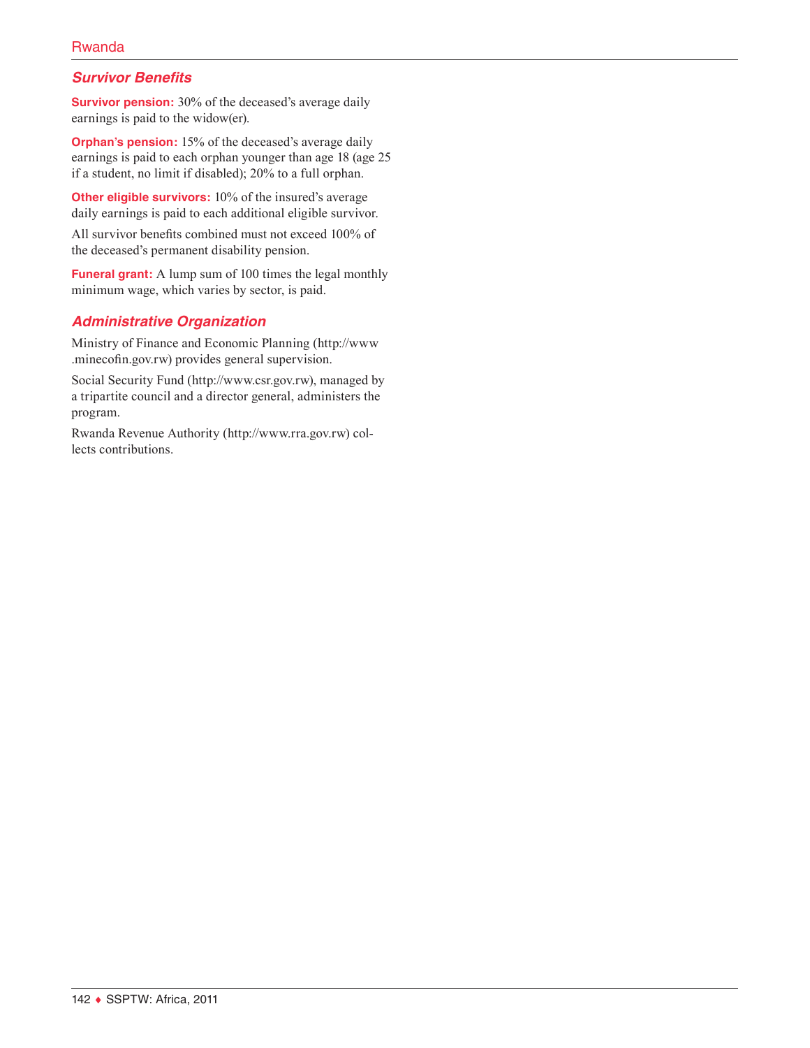### *Survivor Benefits*

**Survivor pension:** 30% of the deceased's average daily earnings is paid to the widow(er).

**Orphan's pension:** 15% of the deceased's average daily earnings is paid to each orphan younger than age 18 (age 25 if a student, no limit if disabled); 20% to a full orphan.

**Other eligible survivors:** 10% of the insured's average daily earnings is paid to each additional eligible survivor.

All survivor benefits combined must not exceed 100% of the deceased's permanent disability pension.

**Funeral grant:** A lump sum of 100 times the legal monthly minimum wage, which varies by sector, is paid.

### *Administrative Organization*

Ministry of Finance and Economic Planning (http://www.minecofin.gov.rw) provides general supervision.

Social Security Fund (http://www.csr.gov.rw), managed by a tripartite council and a director general, administers the program.

Rwanda Revenue Authority (http://www.rra.gov.rw) collects contributions.